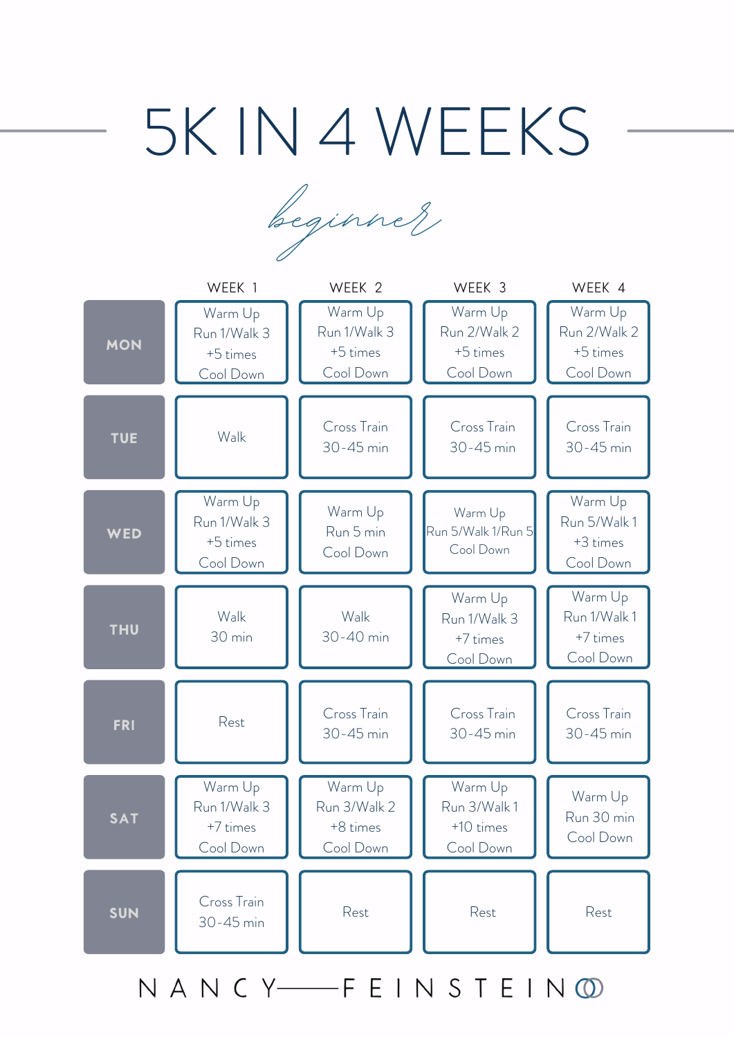# 5K IN 4 WEEKS

*beginner*

| | WEEK 1 | WEEK 2 | WEEK 3 | WEEK 4 |
|---|---|---|---|---|
| **MON** | Warm Up Run 1/Walk 3 +5 times Cool Down | Warm Up Run 1/Walk 3 +5 times Cool Down | Warm Up Run 2/Walk 2 +5 times Cool Down | Warm Up Run 2/Walk 2 +5 times Cool Down |
| **TUE** | Walk | Cross Train 30-45 min | Cross Train 30-45 min | Cross Train 30-45 min |
| **WED** | Warm Up Run 1/Walk 3 +5 times Cool Down | Warm Up Run 5 min Cool Down | Warm Up Run 5/Walk 1/Run 5 Cool Down | Warm Up Run 5/Walk 1 +3 times Cool Down |
| **THU** | Walk 30 min | Walk 30-40 min | Warm Up Run 1/Walk 3 +7 times Cool Down | Warm Up Run 1/Walk 1 +7 times Cool Down |
| **FRI** | Rest | Cross Train 30-45 min | Cross Train 30-45 min | Cross Train 30-45 min |
| **SAT** | Warm Up Run 1/Walk 3 +7 times Cool Down | Warm Up Run 3/Walk 2 +8 times Cool Down | Warm Up Run 3/Walk 1 +10 times Cool Down | Warm Up Run 30 min Cool Down |
| **SUN** | Cross Train 30-45 min | Rest | Rest | Rest |

NANCY—FEINSTEIN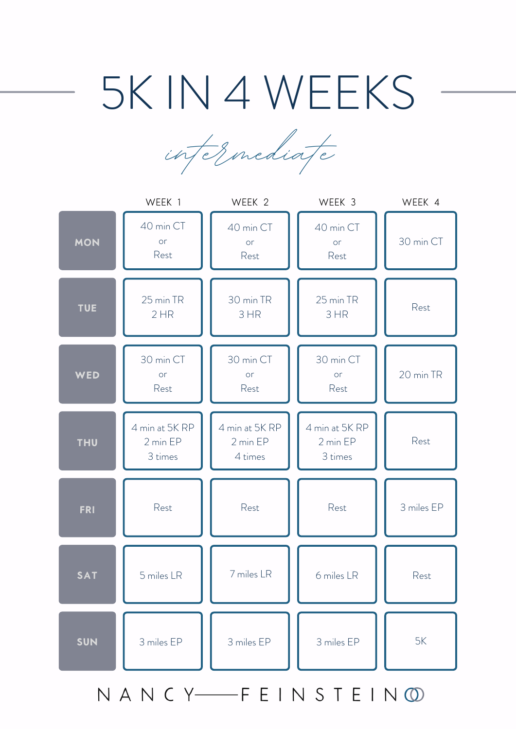# 5K IN 4 WEEKS

*intermediate*

| | WEEK 1 | WEEK 2 | WEEK 3 | WEEK 4 |
|---|---|---|---|---|
| **MON** | 40 min CT or Rest | 40 min CT or Rest | 40 min CT or Rest | 30 min CT |
| **TUE** | 25 min TR 2 HR | 30 min TR 3 HR | 25 min TR 3 HR | Rest |
| **WED** | 30 min CT or Rest | 30 min CT or Rest | 30 min CT or Rest | 20 min TR |
| **THU** | 4 min at 5K RP 2 min EP 3 times | 4 min at 5K RP 2 min EP 4 times | 4 min at 5K RP 2 min EP 3 times | Rest |
| **FRI** | Rest | Rest | Rest | 3 miles EP |
| **SAT** | 5 miles LR | 7 miles LR | 6 miles LR | Rest |
| **SUN** | 3 miles EP | 3 miles EP | 3 miles EP | 5K |

NANCY—FEINSTEIN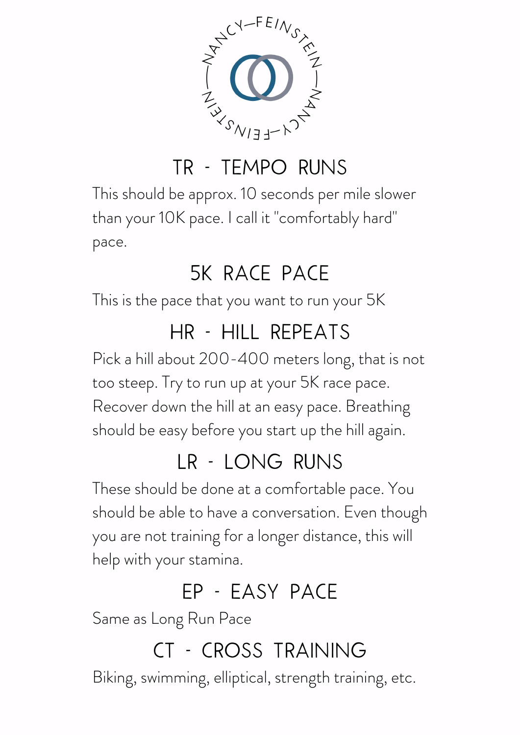## TR - TEMPO RUNS

This should be approx. 10 seconds per mile slower than your 10K pace. I call it "comfortably hard" pace.

## 5K RACE PACE

This is the pace that you want to run your 5K

## HR - HILL REPEATS

Pick a hill about 200-400 meters long, that is not too steep. Try to run up at your 5K race pace. Recover down the hill at an easy pace. Breathing should be easy before you start up the hill again.

## LR - LONG RUNS

These should be done at a comfortable pace. You should be able to have a conversation. Even though you are not training for a longer distance, this will help with your stamina.

## EP - EASY PACE

Same as Long Run Pace

## CT - CROSS TRAINING

Biking, swimming, elliptical, strength training, etc.